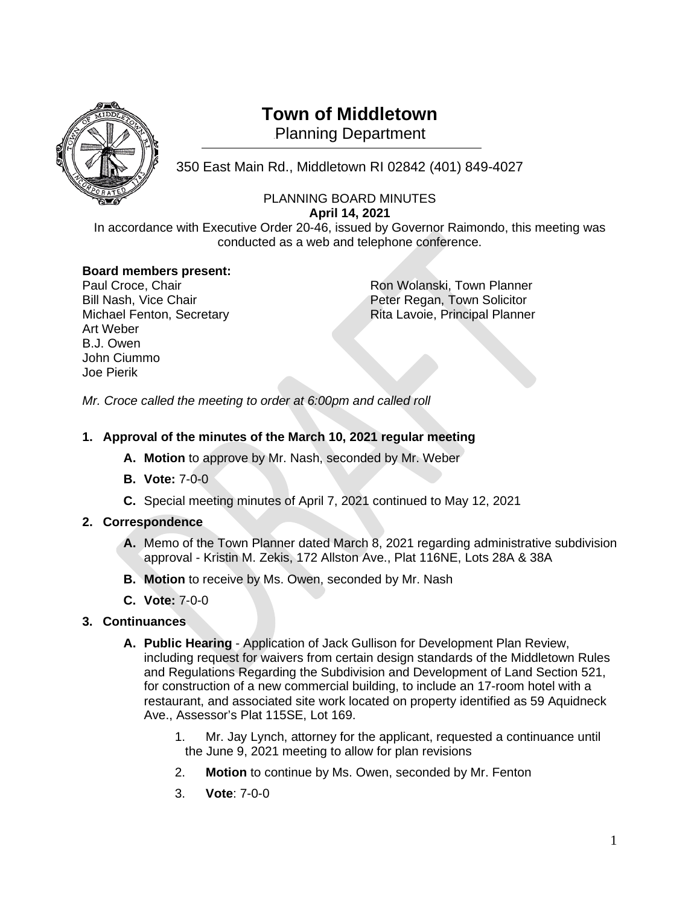# Town of Middletown

Planning Department

350 East Main Rd., Middletown RI 02842 (401) 849-4027

PLANNING BOARD MINUTES
**April 14, 2021**

In accordance with Executive Order 20-46, issued by Governor Raimondo, this meeting was conducted as a web and telephone conference.

**Board members present:**

Paul Croce, Chair
Bill Nash, Vice Chair
Michael Fenton, Secretary
Art Weber
B.J. Owen
John Ciummo
Joe Pierik

Ron Wolanski, Town Planner
Peter Regan, Town Solicitor
Rita Lavoie, Principal Planner

*Mr. Croce called the meeting to order at 6:00pm and called roll*

1. **Approval of the minutes of the March 10, 2021 regular meeting**
   - **A. Motion** to approve by Mr. Nash, seconded by Mr. Weber
   - **B. Vote:** 7-0-0
   - **C.** Special meeting minutes of April 7, 2021 continued to May 12, 2021

2. **Correspondence**
   - **A.** Memo of the Town Planner dated March 8, 2021 regarding administrative subdivision approval - Kristin M. Zekis, 172 Allston Ave., Plat 116NE, Lots 28A & 38A
   - **B. Motion** to receive by Ms. Owen, seconded by Mr. Nash
   - **C. Vote:** 7-0-0

3. **Continuances**
   - **A. Public Hearing** - Application of Jack Gullison for Development Plan Review, including request for waivers from certain design standards of the Middletown Rules and Regulations Regarding the Subdivision and Development of Land Section 521, for construction of a new commercial building, to include an 17-room hotel with a restaurant, and associated site work located on property identified as 59 Aquidneck Ave., Assessor's Plat 115SE, Lot 169.
     1. Mr. Jay Lynch, attorney for the applicant, requested a continuance until the June 9, 2021 meeting to allow for plan revisions
     2. **Motion** to continue by Ms. Owen, seconded by Mr. Fenton
     3. **Vote**: 7-0-0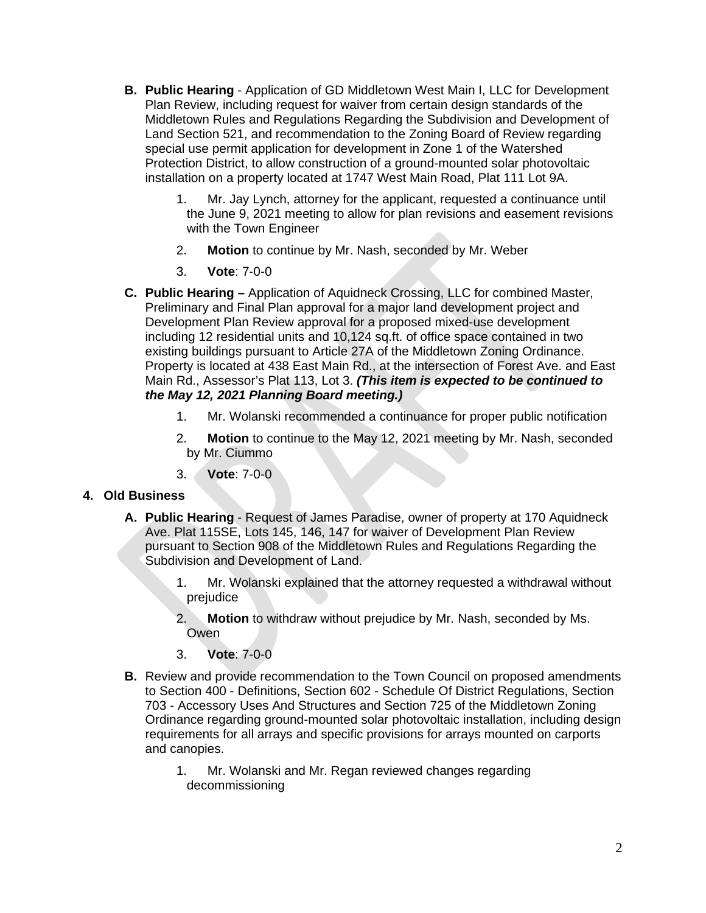- **B. Public Hearing** - Application of GD Middletown West Main I, LLC for Development Plan Review, including request for waiver from certain design standards of the Middletown Rules and Regulations Regarding the Subdivision and Development of Land Section 521, and recommendation to the Zoning Board of Review regarding special use permit application for development in Zone 1 of the Watershed Protection District, to allow construction of a ground-mounted solar photovoltaic installation on a property located at 1747 West Main Road, Plat 111 Lot 9A.
  1. Mr. Jay Lynch, attorney for the applicant, requested a continuance until the June 9, 2021 meeting to allow for plan revisions and easement revisions with the Town Engineer
  2. **Motion** to continue by Mr. Nash, seconded by Mr. Weber
  3. **Vote**: 7-0-0
- **C. Public Hearing –** Application of Aquidneck Crossing, LLC for combined Master, Preliminary and Final Plan approval for a major land development project and Development Plan Review approval for a proposed mixed-use development including 12 residential units and 10,124 sq.ft. of office space contained in two existing buildings pursuant to Article 27A of the Middletown Zoning Ordinance. Property is located at 438 East Main Rd., at the intersection of Forest Ave. and East Main Rd., Assessor's Plat 113, Lot 3. ***(This item is expected to be continued to the May 12, 2021 Planning Board meeting.)***
  1. Mr. Wolanski recommended a continuance for proper public notification
  2. **Motion** to continue to the May 12, 2021 meeting by Mr. Nash, seconded by Mr. Ciummo
  3. **Vote**: 7-0-0

**4. Old Business**

- **A. Public Hearing** - Request of James Paradise, owner of property at 170 Aquidneck Ave. Plat 115SE, Lots 145, 146, 147 for waiver of Development Plan Review pursuant to Section 908 of the Middletown Rules and Regulations Regarding the Subdivision and Development of Land.
  1. Mr. Wolanski explained that the attorney requested a withdrawal without prejudice
  2. **Motion** to withdraw without prejudice by Mr. Nash, seconded by Ms. Owen
  3. **Vote**: 7-0-0
- **B.** Review and provide recommendation to the Town Council on proposed amendments to Section 400 - Definitions, Section 602 - Schedule Of District Regulations, Section 703 - Accessory Uses And Structures and Section 725 of the Middletown Zoning Ordinance regarding ground-mounted solar photovoltaic installation, including design requirements for all arrays and specific provisions for arrays mounted on carports and canopies.
  1. Mr. Wolanski and Mr. Regan reviewed changes regarding decommissioning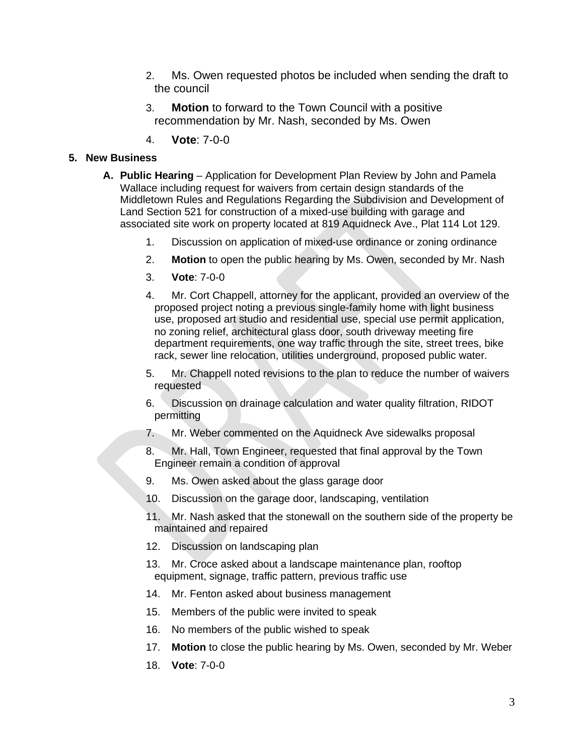2. Ms. Owen requested photos be included when sending the draft to the council

3. **Motion** to forward to the Town Council with a positive recommendation by Mr. Nash, seconded by Ms. Owen

4. **Vote**: 7-0-0

**5. New Business**

**A. Public Hearing** – Application for Development Plan Review by John and Pamela Wallace including request for waivers from certain design standards of the Middletown Rules and Regulations Regarding the Subdivision and Development of Land Section 521 for construction of a mixed-use building with garage and associated site work on property located at 819 Aquidneck Ave., Plat 114 Lot 129.

1. Discussion on application of mixed-use ordinance or zoning ordinance
2. **Motion** to open the public hearing by Ms. Owen, seconded by Mr. Nash
3. **Vote**: 7-0-0
4. Mr. Cort Chappell, attorney for the applicant, provided an overview of the proposed project noting a previous single-family home with light business use, proposed art studio and residential use, special use permit application, no zoning relief, architectural glass door, south driveway meeting fire department requirements, one way traffic through the site, street trees, bike rack, sewer line relocation, utilities underground, proposed public water.
5. Mr. Chappell noted revisions to the plan to reduce the number of waivers requested
6. Discussion on drainage calculation and water quality filtration, RIDOT permitting
7. Mr. Weber commented on the Aquidneck Ave sidewalks proposal
8. Mr. Hall, Town Engineer, requested that final approval by the Town Engineer remain a condition of approval
9. Ms. Owen asked about the glass garage door
10. Discussion on the garage door, landscaping, ventilation
11. Mr. Nash asked that the stonewall on the southern side of the property be maintained and repaired
12. Discussion on landscaping plan
13. Mr. Croce asked about a landscape maintenance plan, rooftop equipment, signage, traffic pattern, previous traffic use
14. Mr. Fenton asked about business management
15. Members of the public were invited to speak
16. No members of the public wished to speak
17. **Motion** to close the public hearing by Ms. Owen, seconded by Mr. Weber
18. **Vote**: 7-0-0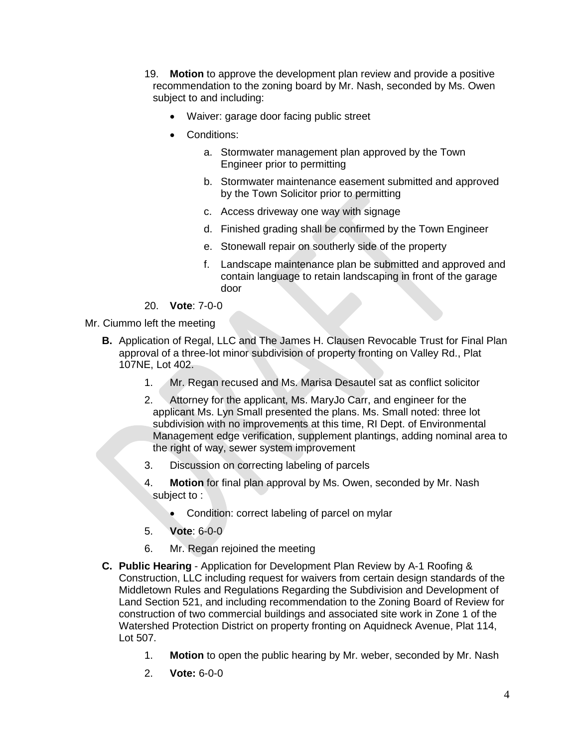19. **Motion** to approve the development plan review and provide a positive recommendation to the zoning board by Mr. Nash, seconded by Ms. Owen subject to and including:

    - Waiver: garage door facing public street
    - Conditions:
        a. Stormwater management plan approved by the Town Engineer prior to permitting
        b. Stormwater maintenance easement submitted and approved by the Town Solicitor prior to permitting
        c. Access driveway one way with signage
        d. Finished grading shall be confirmed by the Town Engineer
        e. Stonewall repair on southerly side of the property
        f. Landscape maintenance plan be submitted and approved and contain language to retain landscaping in front of the garage door

20. **Vote**: 7-0-0

Mr. Ciummo left the meeting

**B.** Application of Regal, LLC and The James H. Clausen Revocable Trust for Final Plan approval of a three-lot minor subdivision of property fronting on Valley Rd., Plat 107NE, Lot 402.

1. Mr. Regan recused and Ms. Marisa Desautel sat as conflict solicitor
2. Attorney for the applicant, Ms. MaryJo Carr, and engineer for the applicant Ms. Lyn Small presented the plans. Ms. Small noted: three lot subdivision with no improvements at this time, RI Dept. of Environmental Management edge verification, supplement plantings, adding nominal area to the right of way, sewer system improvement
3. Discussion on correcting labeling of parcels
4. **Motion** for final plan approval by Ms. Owen, seconded by Mr. Nash subject to :
    - Condition: correct labeling of parcel on mylar
5. **Vote**: 6-0-0
6. Mr. Regan rejoined the meeting

**C.** **Public Hearing** - Application for Development Plan Review by A-1 Roofing & Construction, LLC including request for waivers from certain design standards of the Middletown Rules and Regulations Regarding the Subdivision and Development of Land Section 521, and including recommendation to the Zoning Board of Review for construction of two commercial buildings and associated site work in Zone 1 of the Watershed Protection District on property fronting on Aquidneck Avenue, Plat 114, Lot 507.

1. **Motion** to open the public hearing by Mr. weber, seconded by Mr. Nash
2. **Vote:** 6-0-0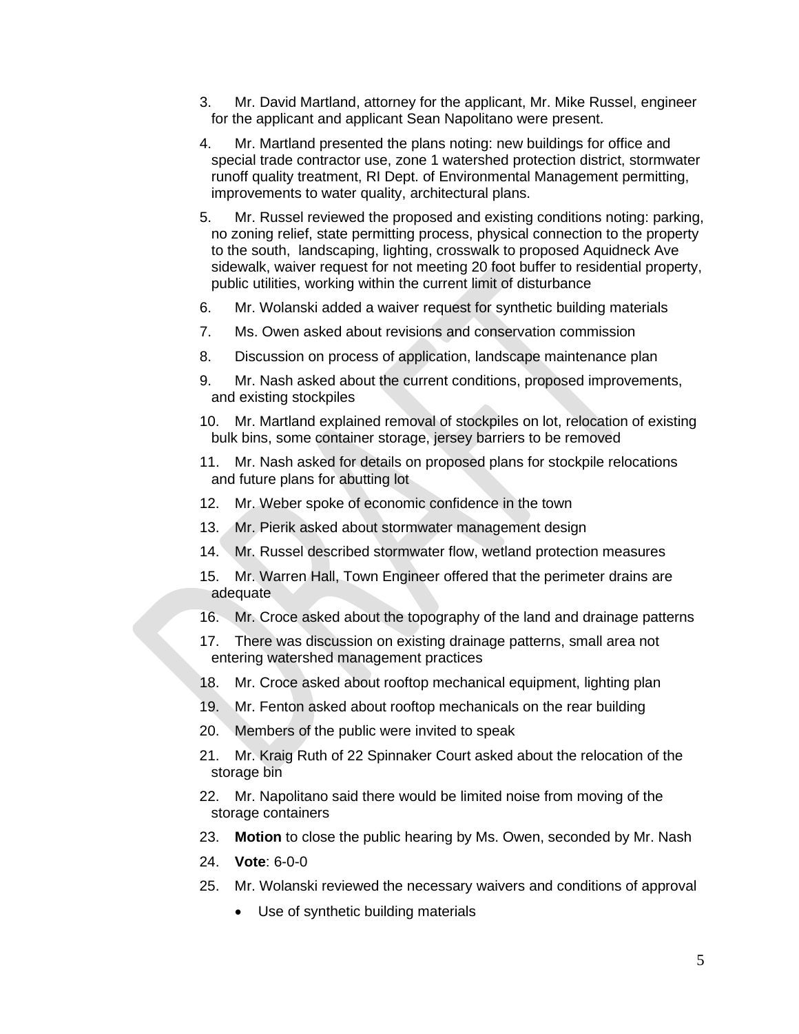3. Mr. David Martland, attorney for the applicant, Mr. Mike Russel, engineer for the applicant and applicant Sean Napolitano were present.
4. Mr. Martland presented the plans noting: new buildings for office and special trade contractor use, zone 1 watershed protection district, stormwater runoff quality treatment, RI Dept. of Environmental Management permitting, improvements to water quality, architectural plans.
5. Mr. Russel reviewed the proposed and existing conditions noting: parking, no zoning relief, state permitting process, physical connection to the property to the south, landscaping, lighting, crosswalk to proposed Aquidneck Ave sidewalk, waiver request for not meeting 20 foot buffer to residential property, public utilities, working within the current limit of disturbance
6. Mr. Wolanski added a waiver request for synthetic building materials
7. Ms. Owen asked about revisions and conservation commission
8. Discussion on process of application, landscape maintenance plan
9. Mr. Nash asked about the current conditions, proposed improvements, and existing stockpiles
10. Mr. Martland explained removal of stockpiles on lot, relocation of existing bulk bins, some container storage, jersey barriers to be removed
11. Mr. Nash asked for details on proposed plans for stockpile relocations and future plans for abutting lot
12. Mr. Weber spoke of economic confidence in the town
13. Mr. Pierik asked about stormwater management design
14. Mr. Russel described stormwater flow, wetland protection measures
15. Mr. Warren Hall, Town Engineer offered that the perimeter drains are adequate
16. Mr. Croce asked about the topography of the land and drainage patterns
17. There was discussion on existing drainage patterns, small area not entering watershed management practices
18. Mr. Croce asked about rooftop mechanical equipment, lighting plan
19. Mr. Fenton asked about rooftop mechanicals on the rear building
20. Members of the public were invited to speak
21. Mr. Kraig Ruth of 22 Spinnaker Court asked about the relocation of the storage bin
22. Mr. Napolitano said there would be limited noise from moving of the storage containers
23. **Motion** to close the public hearing by Ms. Owen, seconded by Mr. Nash
24. **Vote**: 6-0-0
25. Mr. Wolanski reviewed the necessary waivers and conditions of approval
    - Use of synthetic building materials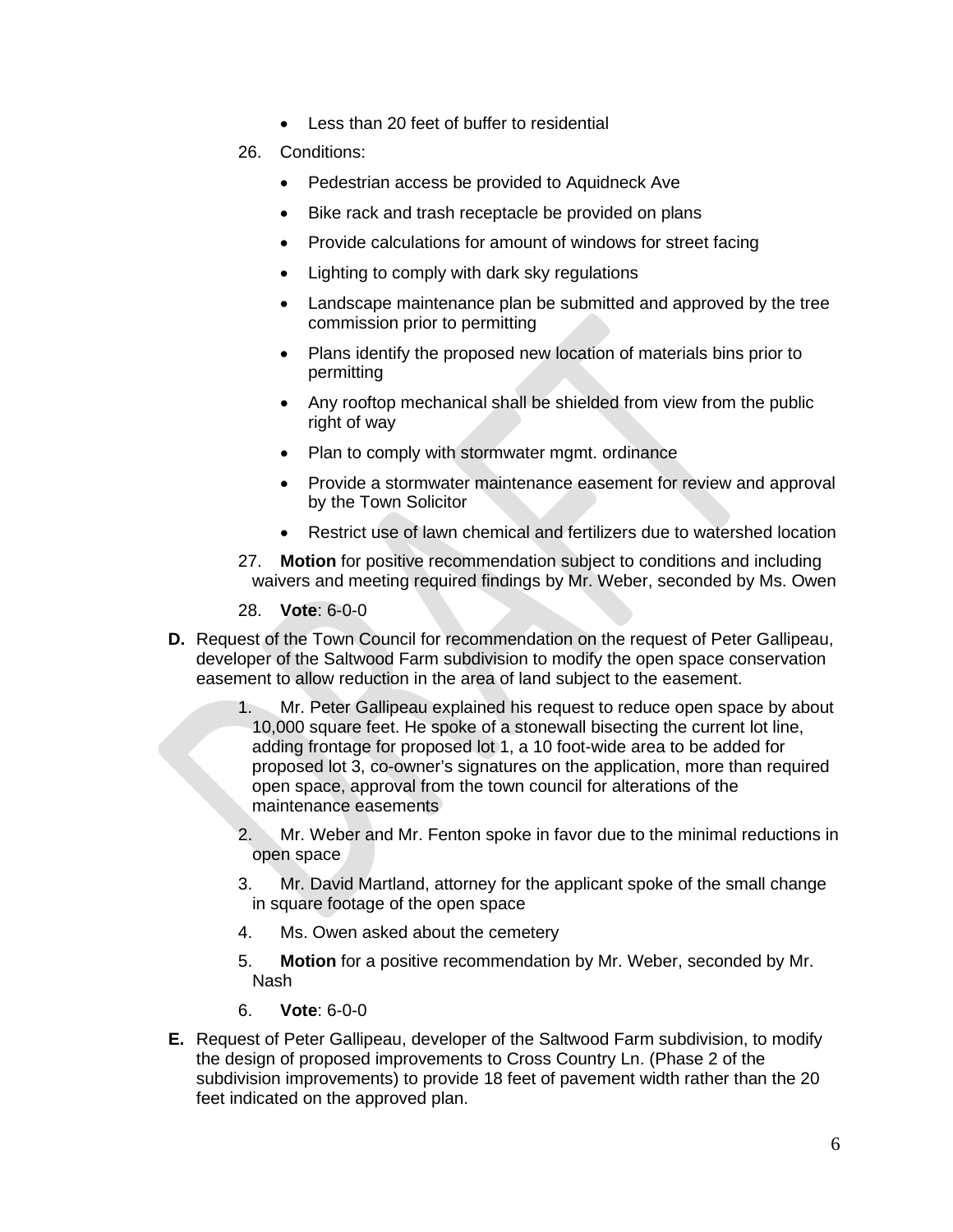- Less than 20 feet of buffer to residential

26. Conditions:
    - Pedestrian access be provided to Aquidneck Ave
    - Bike rack and trash receptacle be provided on plans
    - Provide calculations for amount of windows for street facing
    - Lighting to comply with dark sky regulations
    - Landscape maintenance plan be submitted and approved by the tree commission prior to permitting
    - Plans identify the proposed new location of materials bins prior to permitting
    - Any rooftop mechanical shall be shielded from view from the public right of way
    - Plan to comply with stormwater mgmt. ordinance
    - Provide a stormwater maintenance easement for review and approval by the Town Solicitor
    - Restrict use of lawn chemical and fertilizers due to watershed location
27. **Motion** for positive recommendation subject to conditions and including waivers and meeting required findings by Mr. Weber, seconded by Ms. Owen
28. **Vote**: 6-0-0

**D.** Request of the Town Council for recommendation on the request of Peter Gallipeau, developer of the Saltwood Farm subdivision to modify the open space conservation easement to allow reduction in the area of land subject to the easement.

1. Mr. Peter Gallipeau explained his request to reduce open space by about 10,000 square feet. He spoke of a stonewall bisecting the current lot line, adding frontage for proposed lot 1, a 10 foot-wide area to be added for proposed lot 3, co-owner's signatures on the application, more than required open space, approval from the town council for alterations of the maintenance easements
2. Mr. Weber and Mr. Fenton spoke in favor due to the minimal reductions in open space
3. Mr. David Martland, attorney for the applicant spoke of the small change in square footage of the open space
4. Ms. Owen asked about the cemetery
5. **Motion** for a positive recommendation by Mr. Weber, seconded by Mr. Nash
6. **Vote**: 6-0-0

**E.** Request of Peter Gallipeau, developer of the Saltwood Farm subdivision, to modify the design of proposed improvements to Cross Country Ln. (Phase 2 of the subdivision improvements) to provide 18 feet of pavement width rather than the 20 feet indicated on the approved plan.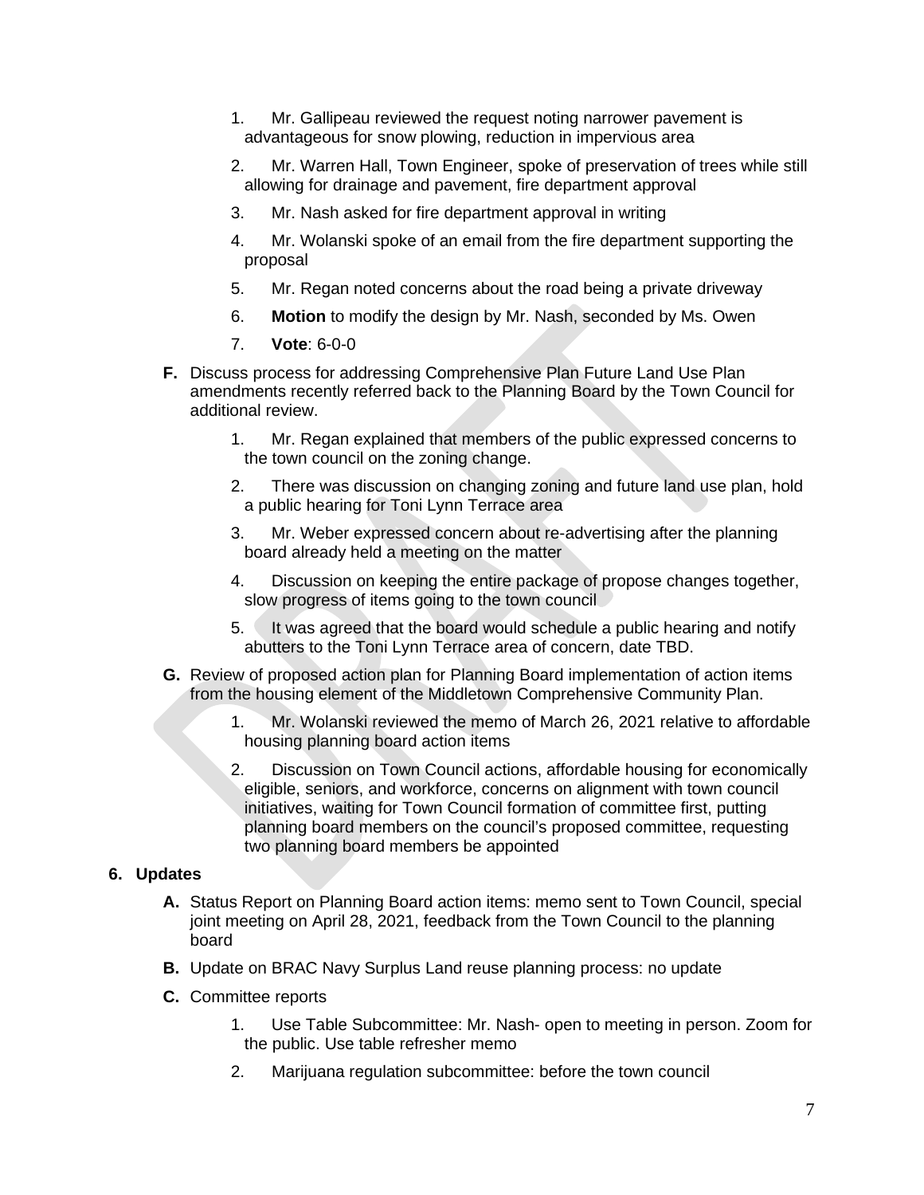1. Mr. Gallipeau reviewed the request noting narrower pavement is advantageous for snow plowing, reduction in impervious area
2. Mr. Warren Hall, Town Engineer, spoke of preservation of trees while still allowing for drainage and pavement, fire department approval
3. Mr. Nash asked for fire department approval in writing
4. Mr. Wolanski spoke of an email from the fire department supporting the proposal
5. Mr. Regan noted concerns about the road being a private driveway
6. **Motion** to modify the design by Mr. Nash, seconded by Ms. Owen
7. **Vote**: 6-0-0

**F.** Discuss process for addressing Comprehensive Plan Future Land Use Plan amendments recently referred back to the Planning Board by the Town Council for additional review.

1. Mr. Regan explained that members of the public expressed concerns to the town council on the zoning change.
2. There was discussion on changing zoning and future land use plan, hold a public hearing for Toni Lynn Terrace area
3. Mr. Weber expressed concern about re-advertising after the planning board already held a meeting on the matter
4. Discussion on keeping the entire package of propose changes together, slow progress of items going to the town council
5. It was agreed that the board would schedule a public hearing and notify abutters to the Toni Lynn Terrace area of concern, date TBD.

**G.** Review of proposed action plan for Planning Board implementation of action items from the housing element of the Middletown Comprehensive Community Plan.

1. Mr. Wolanski reviewed the memo of March 26, 2021 relative to affordable housing planning board action items
2. Discussion on Town Council actions, affordable housing for economically eligible, seniors, and workforce, concerns on alignment with town council initiatives, waiting for Town Council formation of committee first, putting planning board members on the council's proposed committee, requesting two planning board members be appointed

## 6. Updates

**A.** Status Report on Planning Board action items: memo sent to Town Council, special joint meeting on April 28, 2021, feedback from the Town Council to the planning board

**B.** Update on BRAC Navy Surplus Land reuse planning process: no update

**C.** Committee reports

1. Use Table Subcommittee: Mr. Nash- open to meeting in person. Zoom for the public. Use table refresher memo
2. Marijuana regulation subcommittee: before the town council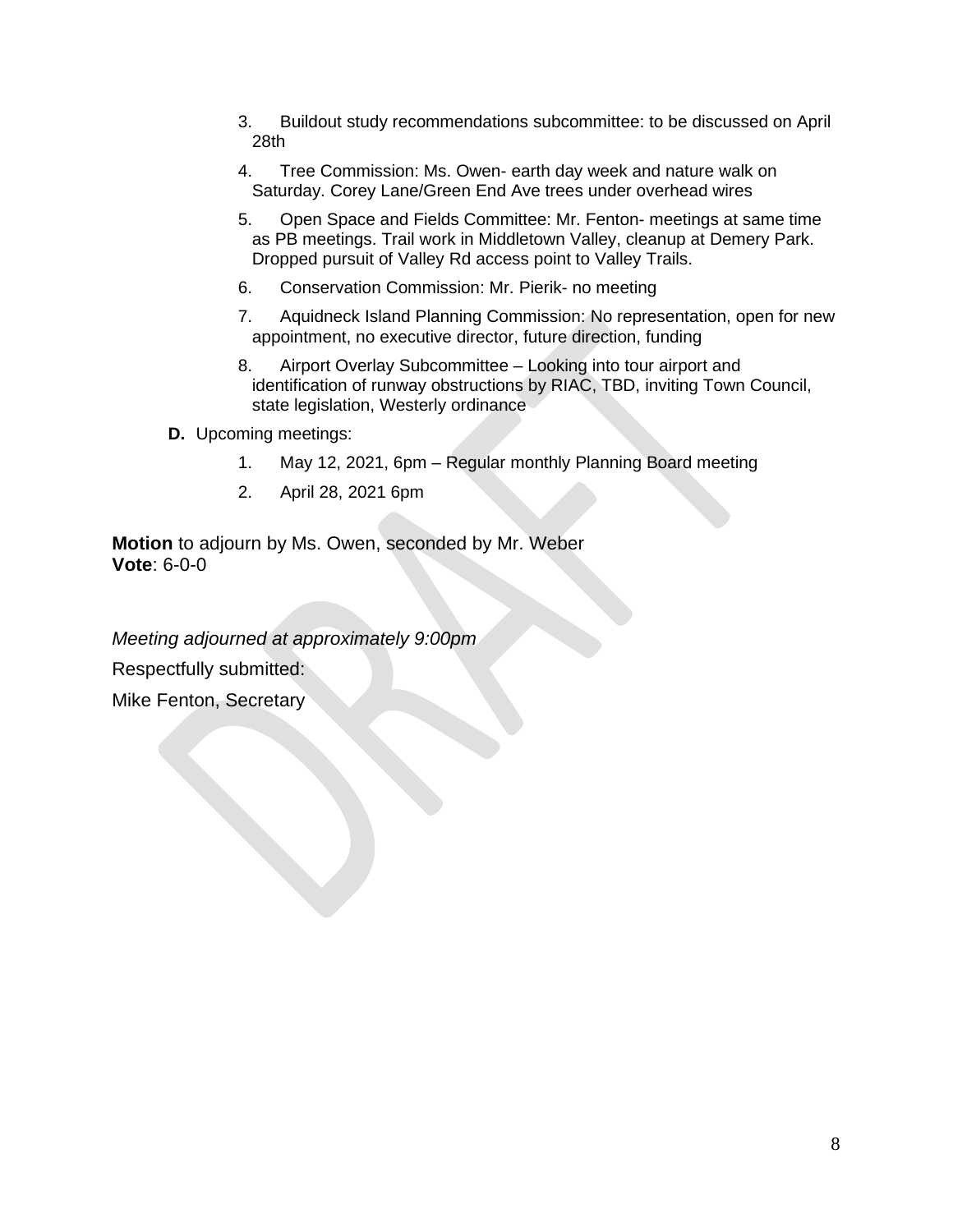3. Buildout study recommendations subcommittee: to be discussed on April 28th

4. Tree Commission: Ms. Owen- earth day week and nature walk on Saturday. Corey Lane/Green End Ave trees under overhead wires

5. Open Space and Fields Committee: Mr. Fenton- meetings at same time as PB meetings. Trail work in Middletown Valley, cleanup at Demery Park. Dropped pursuit of Valley Rd access point to Valley Trails.

6. Conservation Commission: Mr. Pierik- no meeting

7. Aquidneck Island Planning Commission: No representation, open for new appointment, no executive director, future direction, funding

8. Airport Overlay Subcommittee – Looking into tour airport and identification of runway obstructions by RIAC, TBD, inviting Town Council, state legislation, Westerly ordinance

**D.** Upcoming meetings:

1. May 12, 2021, 6pm – Regular monthly Planning Board meeting
2. April 28, 2021 6pm

**Motion** to adjourn by Ms. Owen, seconded by Mr. Weber
**Vote**: 6-0-0

*Meeting adjourned at approximately 9:00pm*

Respectfully submitted:

Mike Fenton, Secretary